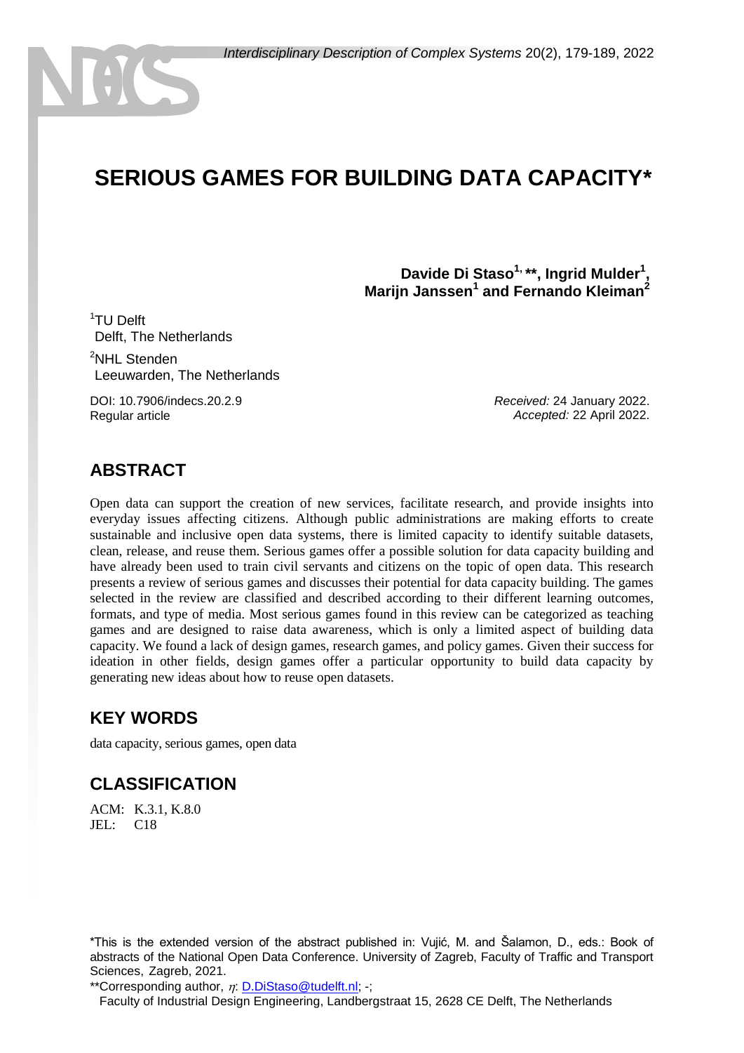# SERIOUS GAMES FOR BUILDING DATA CAPACITY*

**Davide Di Staso[1, **], Ingrid Mulder[1], Marijn Janssen[1] and Fernando Kleiman[2]**

[1]TU Delft
Delft, The Netherlands

[2]NHL Stenden
Leeuwarden, The Netherlands

DOI: 10.7906/indecs.20.2.9
Regular article

*Received:* 24 January 2022.
*Accepted:* 22 April 2022.

## ABSTRACT

Open data can support the creation of new services, facilitate research, and provide insights into everyday issues affecting citizens. Although public administrations are making efforts to create sustainable and inclusive open data systems, there is limited capacity to identify suitable datasets, clean, release, and reuse them. Serious games offer a possible solution for data capacity building and have already been used to train civil servants and citizens on the topic of open data. This research presents a review of serious games and discusses their potential for data capacity building. The games selected in the review are classified and described according to their different learning outcomes, formats, and type of media. Most serious games found in this review can be categorized as teaching games and are designed to raise data awareness, which is only a limited aspect of building data capacity. We found a lack of design games, research games, and policy games. Given their success for ideation in other fields, design games offer a particular opportunity to build data capacity by generating new ideas about how to reuse open datasets.

## KEY WORDS

data capacity, serious games, open data

## CLASSIFICATION

ACM: K.3.1, K.8.0
JEL: C18

*This is the extended version of the abstract published in: Vujić, M. and Šalamon, D., eds.: Book of abstracts of the National Open Data Conference. University of Zagreb, Faculty of Traffic and Transport Sciences, Zagreb, 2021.

**Corresponding author, $\eta$: D.DiStaso@tudelft.nl; -;
Faculty of Industrial Design Engineering, Landbergstraat 15, 2628 CE Delft, The Netherlands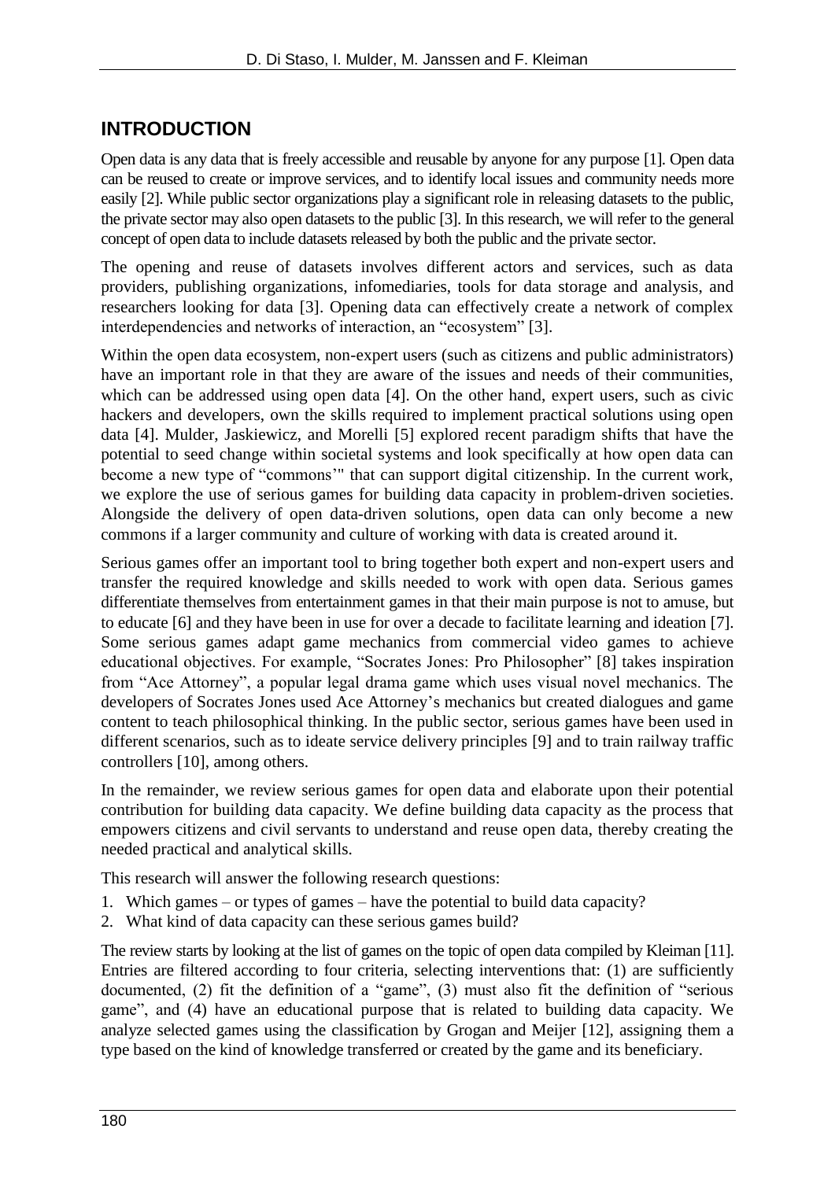## INTRODUCTION

Open data is any data that is freely accessible and reusable by anyone for any purpose [1]. Open data can be reused to create or improve services, and to identify local issues and community needs more easily [2]. While public sector organizations play a significant role in releasing datasets to the public, the private sector may also open datasets to the public [3]. In this research, we will refer to the general concept of open data to include datasets released by both the public and the private sector.

The opening and reuse of datasets involves different actors and services, such as data providers, publishing organizations, infomediaries, tools for data storage and analysis, and researchers looking for data [3]. Opening data can effectively create a network of complex interdependencies and networks of interaction, an "ecosystem" [3].

Within the open data ecosystem, non-expert users (such as citizens and public administrators) have an important role in that they are aware of the issues and needs of their communities, which can be addressed using open data [4]. On the other hand, expert users, such as civic hackers and developers, own the skills required to implement practical solutions using open data [4]. Mulder, Jaskiewicz, and Morelli [5] explored recent paradigm shifts that have the potential to seed change within societal systems and look specifically at how open data can become a new type of "commons'" that can support digital citizenship. In the current work, we explore the use of serious games for building data capacity in problem-driven societies. Alongside the delivery of open data-driven solutions, open data can only become a new commons if a larger community and culture of working with data is created around it.

Serious games offer an important tool to bring together both expert and non-expert users and transfer the required knowledge and skills needed to work with open data. Serious games differentiate themselves from entertainment games in that their main purpose is not to amuse, but to educate [6] and they have been in use for over a decade to facilitate learning and ideation [7]. Some serious games adapt game mechanics from commercial video games to achieve educational objectives. For example, "Socrates Jones: Pro Philosopher" [8] takes inspiration from "Ace Attorney", a popular legal drama game which uses visual novel mechanics. The developers of Socrates Jones used Ace Attorney's mechanics but created dialogues and game content to teach philosophical thinking. In the public sector, serious games have been used in different scenarios, such as to ideate service delivery principles [9] and to train railway traffic controllers [10], among others.

In the remainder, we review serious games for open data and elaborate upon their potential contribution for building data capacity. We define building data capacity as the process that empowers citizens and civil servants to understand and reuse open data, thereby creating the needed practical and analytical skills.

This research will answer the following research questions:

1. Which games – or types of games – have the potential to build data capacity?
2. What kind of data capacity can these serious games build?

The review starts by looking at the list of games on the topic of open data compiled by Kleiman [11]. Entries are filtered according to four criteria, selecting interventions that: (1) are sufficiently documented, (2) fit the definition of a "game", (3) must also fit the definition of "serious game", and (4) have an educational purpose that is related to building data capacity. We analyze selected games using the classification by Grogan and Meijer [12], assigning them a type based on the kind of knowledge transferred or created by the game and its beneficiary.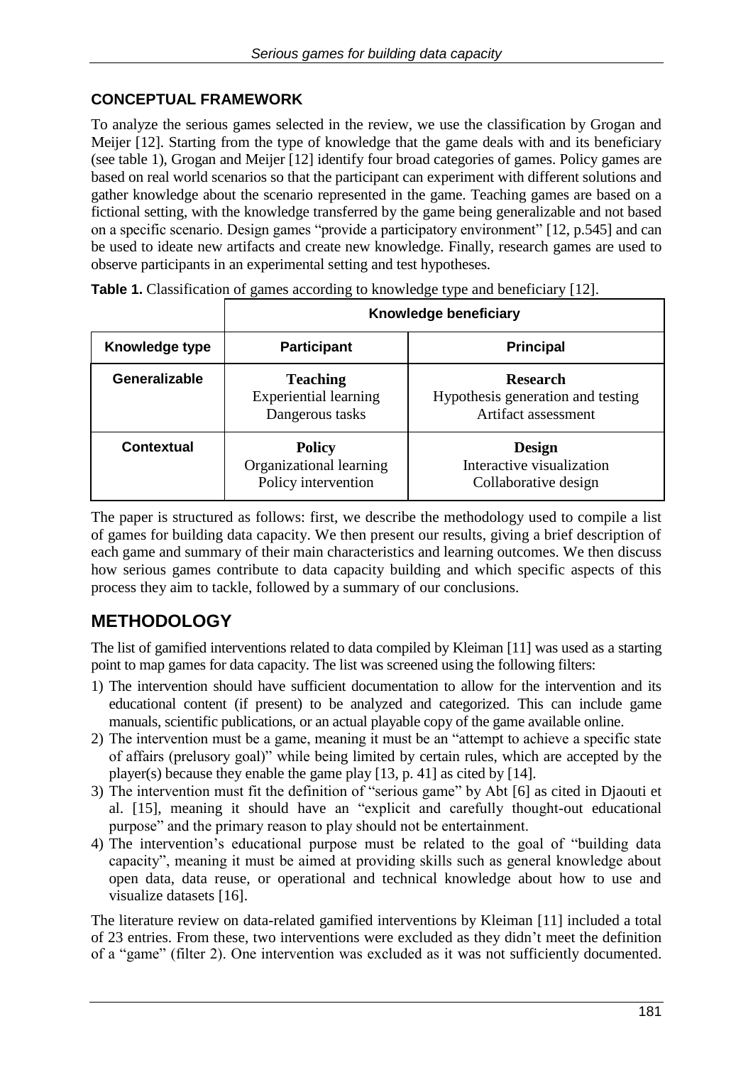## CONCEPTUAL FRAMEWORK

To analyze the serious games selected in the review, we use the classification by Grogan and Meijer [12]. Starting from the type of knowledge that the game deals with and its beneficiary (see table 1), Grogan and Meijer [12] identify four broad categories of games. Policy games are based on real world scenarios so that the participant can experiment with different solutions and gather knowledge about the scenario represented in the game. Teaching games are based on a fictional setting, with the knowledge transferred by the game being generalizable and not based on a specific scenario. Design games "provide a participatory environment" [12, p.545] and can be used to ideate new artifacts and create new knowledge. Finally, research games are used to observe participants in an experimental setting and test hypotheses.

**Table 1.** Classification of games according to knowledge type and beneficiary [12].

| | Knowledge beneficiary | |
|---|---|---|
| **Knowledge type** | **Participant** | **Principal** |
| **Generalizable** | **Teaching**<br>Experiential learning<br>Dangerous tasks | **Research**<br>Hypothesis generation and testing<br>Artifact assessment |
| **Contextual** | **Policy**<br>Organizational learning<br>Policy intervention | **Design**<br>Interactive visualization<br>Collaborative design |

The paper is structured as follows: first, we describe the methodology used to compile a list of games for building data capacity. We then present our results, giving a brief description of each game and summary of their main characteristics and learning outcomes. We then discuss how serious games contribute to data capacity building and which specific aspects of this process they aim to tackle, followed by a summary of our conclusions.

# METHODOLOGY

The list of gamified interventions related to data compiled by Kleiman [11] was used as a starting point to map games for data capacity. The list was screened using the following filters:

1) The intervention should have sufficient documentation to allow for the intervention and its educational content (if present) to be analyzed and categorized. This can include game manuals, scientific publications, or an actual playable copy of the game available online.
2) The intervention must be a game, meaning it must be an "attempt to achieve a specific state of affairs (prelusory goal)" while being limited by certain rules, which are accepted by the player(s) because they enable the game play [13, p. 41] as cited by [14].
3) The intervention must fit the definition of "serious game" by Abt [6] as cited in Djaouti et al. [15], meaning it should have an "explicit and carefully thought-out educational purpose" and the primary reason to play should not be entertainment.
4) The intervention's educational purpose must be related to the goal of "building data capacity", meaning it must be aimed at providing skills such as general knowledge about open data, data reuse, or operational and technical knowledge about how to use and visualize datasets [16].

The literature review on data-related gamified interventions by Kleiman [11] included a total of 23 entries. From these, two interventions were excluded as they didn't meet the definition of a "game" (filter 2). One intervention was excluded as it was not sufficiently documented.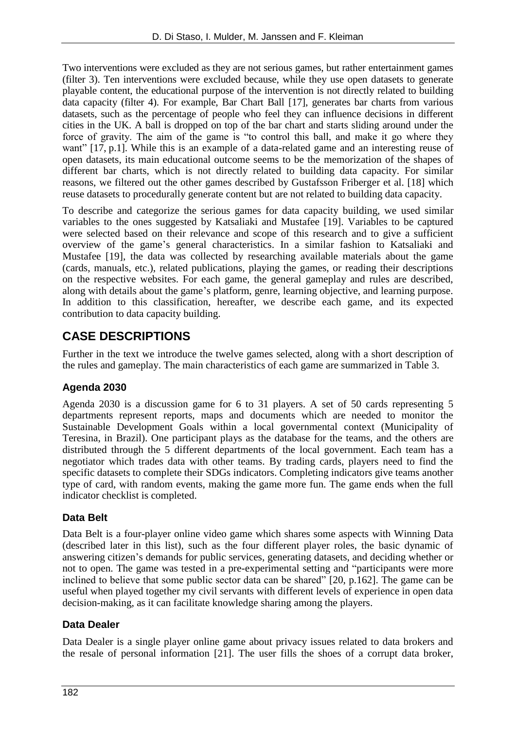Two interventions were excluded as they are not serious games, but rather entertainment games (filter 3). Ten interventions were excluded because, while they use open datasets to generate playable content, the educational purpose of the intervention is not directly related to building data capacity (filter 4). For example, Bar Chart Ball [17], generates bar charts from various datasets, such as the percentage of people who feel they can influence decisions in different cities in the UK. A ball is dropped on top of the bar chart and starts sliding around under the force of gravity. The aim of the game is "to control this ball, and make it go where they want" [17, p.1]. While this is an example of a data-related game and an interesting reuse of open datasets, its main educational outcome seems to be the memorization of the shapes of different bar charts, which is not directly related to building data capacity. For similar reasons, we filtered out the other games described by Gustafsson Friberger et al. [18] which reuse datasets to procedurally generate content but are not related to building data capacity.

To describe and categorize the serious games for data capacity building, we used similar variables to the ones suggested by Katsaliaki and Mustafee [19]. Variables to be captured were selected based on their relevance and scope of this research and to give a sufficient overview of the game's general characteristics. In a similar fashion to Katsaliaki and Mustafee [19], the data was collected by researching available materials about the game (cards, manuals, etc.), related publications, playing the games, or reading their descriptions on the respective websites. For each game, the general gameplay and rules are described, along with details about the game's platform, genre, learning objective, and learning purpose. In addition to this classification, hereafter, we describe each game, and its expected contribution to data capacity building.

## CASE DESCRIPTIONS

Further in the text we introduce the twelve games selected, along with a short description of the rules and gameplay. The main characteristics of each game are summarized in Table 3.

### Agenda 2030

Agenda 2030 is a discussion game for 6 to 31 players. A set of 50 cards representing 5 departments represent reports, maps and documents which are needed to monitor the Sustainable Development Goals within a local governmental context (Municipality of Teresina, in Brazil). One participant plays as the database for the teams, and the others are distributed through the 5 different departments of the local government. Each team has a negotiator which trades data with other teams. By trading cards, players need to find the specific datasets to complete their SDGs indicators. Completing indicators give teams another type of card, with random events, making the game more fun. The game ends when the full indicator checklist is completed.

### Data Belt

Data Belt is a four-player online video game which shares some aspects with Winning Data (described later in this list), such as the four different player roles, the basic dynamic of answering citizen's demands for public services, generating datasets, and deciding whether or not to open. The game was tested in a pre-experimental setting and "participants were more inclined to believe that some public sector data can be shared" [20, p.162]. The game can be useful when played together my civil servants with different levels of experience in open data decision-making, as it can facilitate knowledge sharing among the players.

### Data Dealer

Data Dealer is a single player online game about privacy issues related to data brokers and the resale of personal information [21]. The user fills the shoes of a corrupt data broker,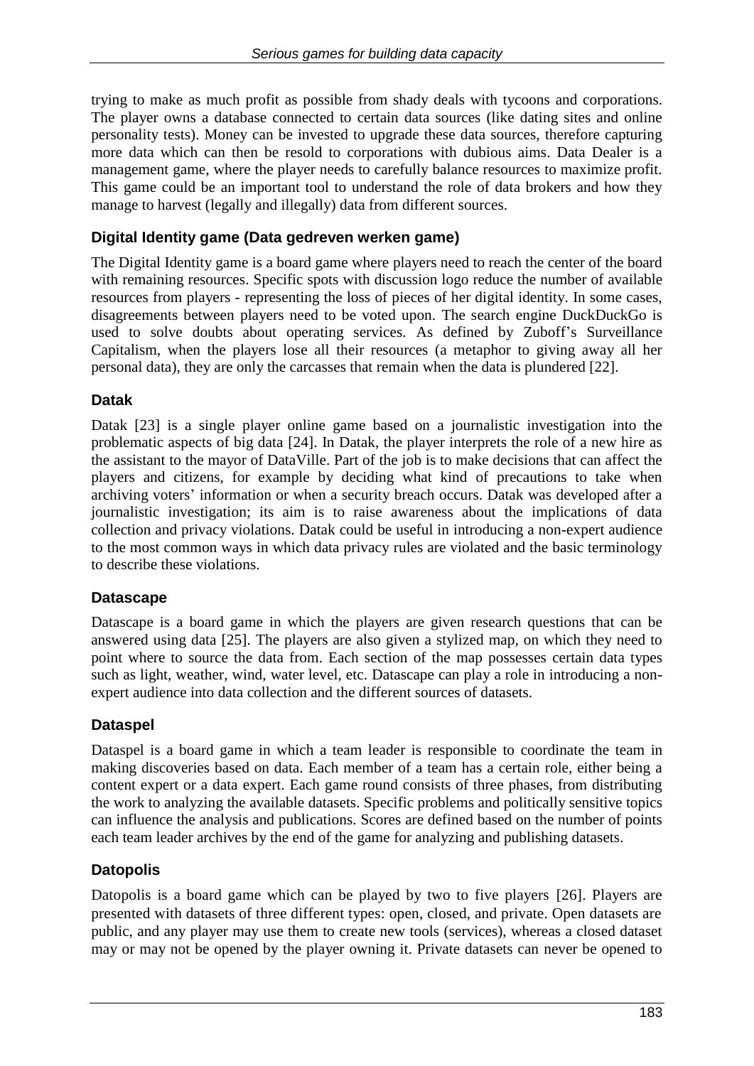trying to make as much profit as possible from shady deals with tycoons and corporations. The player owns a database connected to certain data sources (like dating sites and online personality tests). Money can be invested to upgrade these data sources, therefore capturing more data which can then be resold to corporations with dubious aims. Data Dealer is a management game, where the player needs to carefully balance resources to maximize profit. This game could be an important tool to understand the role of data brokers and how they manage to harvest (legally and illegally) data from different sources.

### Digital Identity game (Data gedreven werken game)

The Digital Identity game is a board game where players need to reach the center of the board with remaining resources. Specific spots with discussion logo reduce the number of available resources from players - representing the loss of pieces of her digital identity. In some cases, disagreements between players need to be voted upon. The search engine DuckDuckGo is used to solve doubts about operating services. As defined by Zuboff's Surveillance Capitalism, when the players lose all their resources (a metaphor to giving away all her personal data), they are only the carcasses that remain when the data is plundered [22].

### Datak

Datak [23] is a single player online game based on a journalistic investigation into the problematic aspects of big data [24]. In Datak, the player interprets the role of a new hire as the assistant to the mayor of DataVille. Part of the job is to make decisions that can affect the players and citizens, for example by deciding what kind of precautions to take when archiving voters' information or when a security breach occurs. Datak was developed after a journalistic investigation; its aim is to raise awareness about the implications of data collection and privacy violations. Datak could be useful in introducing a non-expert audience to the most common ways in which data privacy rules are violated and the basic terminology to describe these violations.

### Datascape

Datascape is a board game in which the players are given research questions that can be answered using data [25]. The players are also given a stylized map, on which they need to point where to source the data from. Each section of the map possesses certain data types such as light, weather, wind, water level, etc. Datascape can play a role in introducing a non-expert audience into data collection and the different sources of datasets.

### Dataspel

Dataspel is a board game in which a team leader is responsible to coordinate the team in making discoveries based on data. Each member of a team has a certain role, either being a content expert or a data expert. Each game round consists of three phases, from distributing the work to analyzing the available datasets. Specific problems and politically sensitive topics can influence the analysis and publications. Scores are defined based on the number of points each team leader archives by the end of the game for analyzing and publishing datasets.

### Datopolis

Datopolis is a board game which can be played by two to five players [26]. Players are presented with datasets of three different types: open, closed, and private. Open datasets are public, and any player may use them to create new tools (services), whereas a closed dataset may or may not be opened by the player owning it. Private datasets can never be opened to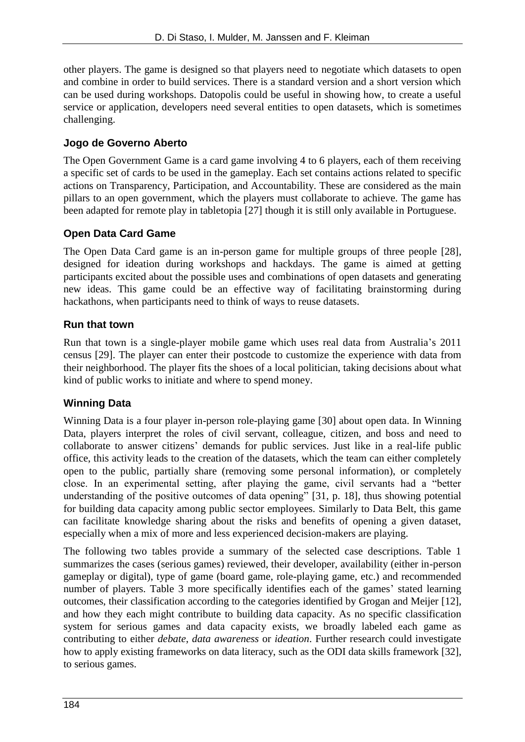other players. The game is designed so that players need to negotiate which datasets to open and combine in order to build services. There is a standard version and a short version which can be used during workshops. Datopolis could be useful in showing how, to create a useful service or application, developers need several entities to open datasets, which is sometimes challenging.

### Jogo de Governo Aberto

The Open Government Game is a card game involving 4 to 6 players, each of them receiving a specific set of cards to be used in the gameplay. Each set contains actions related to specific actions on Transparency, Participation, and Accountability. These are considered as the main pillars to an open government, which the players must collaborate to achieve. The game has been adapted for remote play in tabletopia [27] though it is still only available in Portuguese.

### Open Data Card Game

The Open Data Card game is an in-person game for multiple groups of three people [28], designed for ideation during workshops and hackdays. The game is aimed at getting participants excited about the possible uses and combinations of open datasets and generating new ideas. This game could be an effective way of facilitating brainstorming during hackathons, when participants need to think of ways to reuse datasets.

### Run that town

Run that town is a single-player mobile game which uses real data from Australia's 2011 census [29]. The player can enter their postcode to customize the experience with data from their neighborhood. The player fits the shoes of a local politician, taking decisions about what kind of public works to initiate and where to spend money.

### Winning Data

Winning Data is a four player in-person role-playing game [30] about open data. In Winning Data, players interpret the roles of civil servant, colleague, citizen, and boss and need to collaborate to answer citizens' demands for public services. Just like in a real-life public office, this activity leads to the creation of the datasets, which the team can either completely open to the public, partially share (removing some personal information), or completely close. In an experimental setting, after playing the game, civil servants had a "better understanding of the positive outcomes of data opening" [31, p. 18], thus showing potential for building data capacity among public sector employees. Similarly to Data Belt, this game can facilitate knowledge sharing about the risks and benefits of opening a given dataset, especially when a mix of more and less experienced decision-makers are playing.

The following two tables provide a summary of the selected case descriptions. Table 1 summarizes the cases (serious games) reviewed, their developer, availability (either in-person gameplay or digital), type of game (board game, role-playing game, etc.) and recommended number of players. Table 3 more specifically identifies each of the games' stated learning outcomes, their classification according to the categories identified by Grogan and Meijer [12], and how they each might contribute to building data capacity. As no specific classification system for serious games and data capacity exists, we broadly labeled each game as contributing to either *debate*, *data awareness* or *ideation*. Further research could investigate how to apply existing frameworks on data literacy, such as the ODI data skills framework [32], to serious games.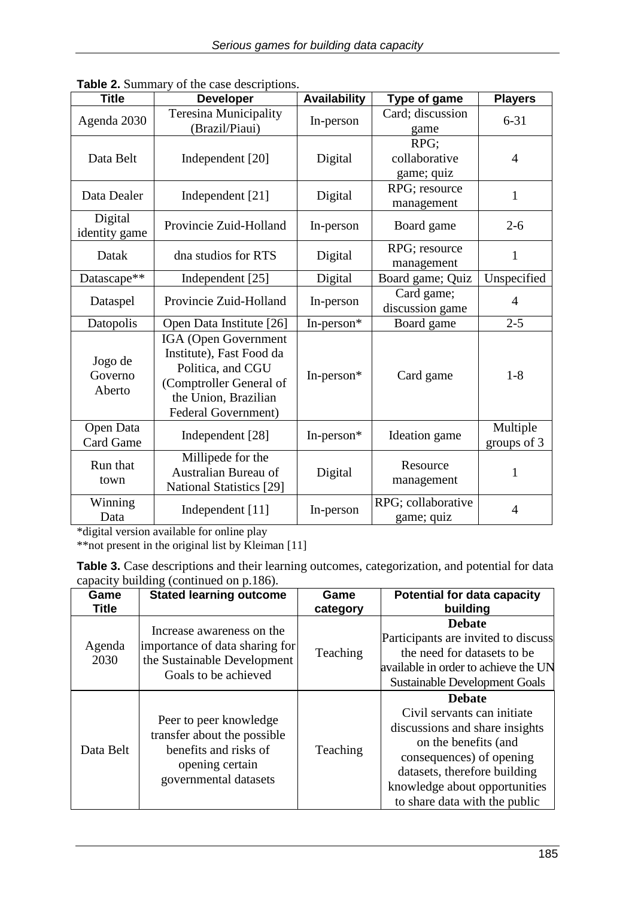**Table 2.** Summary of the case descriptions.

| Title | Developer | Availability | Type of game | Players |
|---|---|---|---|---|
| Agenda 2030 | Teresina Municipality (Brazil/Piaui) | In-person | Card; discussion game | 6-31 |
| Data Belt | Independent [20] | Digital | RPG; collaborative game; quiz | 4 |
| Data Dealer | Independent [21] | Digital | RPG; resource management | 1 |
| Digital identity game | Provincie Zuid-Holland | In-person | Board game | 2-6 |
| Datak | dna studios for RTS | Digital | RPG; resource management | 1 |
| Datascape** | Independent [25] | Digital | Board game; Quiz | Unspecified |
| Dataspel | Provincie Zuid-Holland | In-person | Card game; discussion game | 4 |
| Datopolis | Open Data Institute [26] | In-person* | Board game | 2-5 |
| Jogo de Governo Aberto | IGA (Open Government Institute), Fast Food da Politica, and CGU (Comptroller General of the Union, Brazilian Federal Government) | In-person* | Card game | 1-8 |
| Open Data Card Game | Independent [28] | In-person* | Ideation game | Multiple groups of 3 |
| Run that town | Millipede for the Australian Bureau of National Statistics [29] | Digital | Resource management | 1 |
| Winning Data | Independent [11] | In-person | RPG; collaborative game; quiz | 4 |

*digital version available for online play

**not present in the original list by Kleiman [11]

**Table 3.** Case descriptions and their learning outcomes, categorization, and potential for data capacity building (continued on p.186).

| Game Title | Stated learning outcome | Game category | Potential for data capacity building |
|---|---|---|---|
| Agenda 2030 | Increase awareness on the importance of data sharing for the Sustainable Development Goals to be achieved | Teaching | **Debate** Participants are invited to discuss the need for datasets to be available in order to achieve the UN Sustainable Development Goals |
| Data Belt | Peer to peer knowledge transfer about the possible benefits and risks of opening certain governmental datasets | Teaching | **Debate** Civil servants can initiate discussions and share insights on the benefits (and consequences) of opening datasets, therefore building knowledge about opportunities to share data with the public |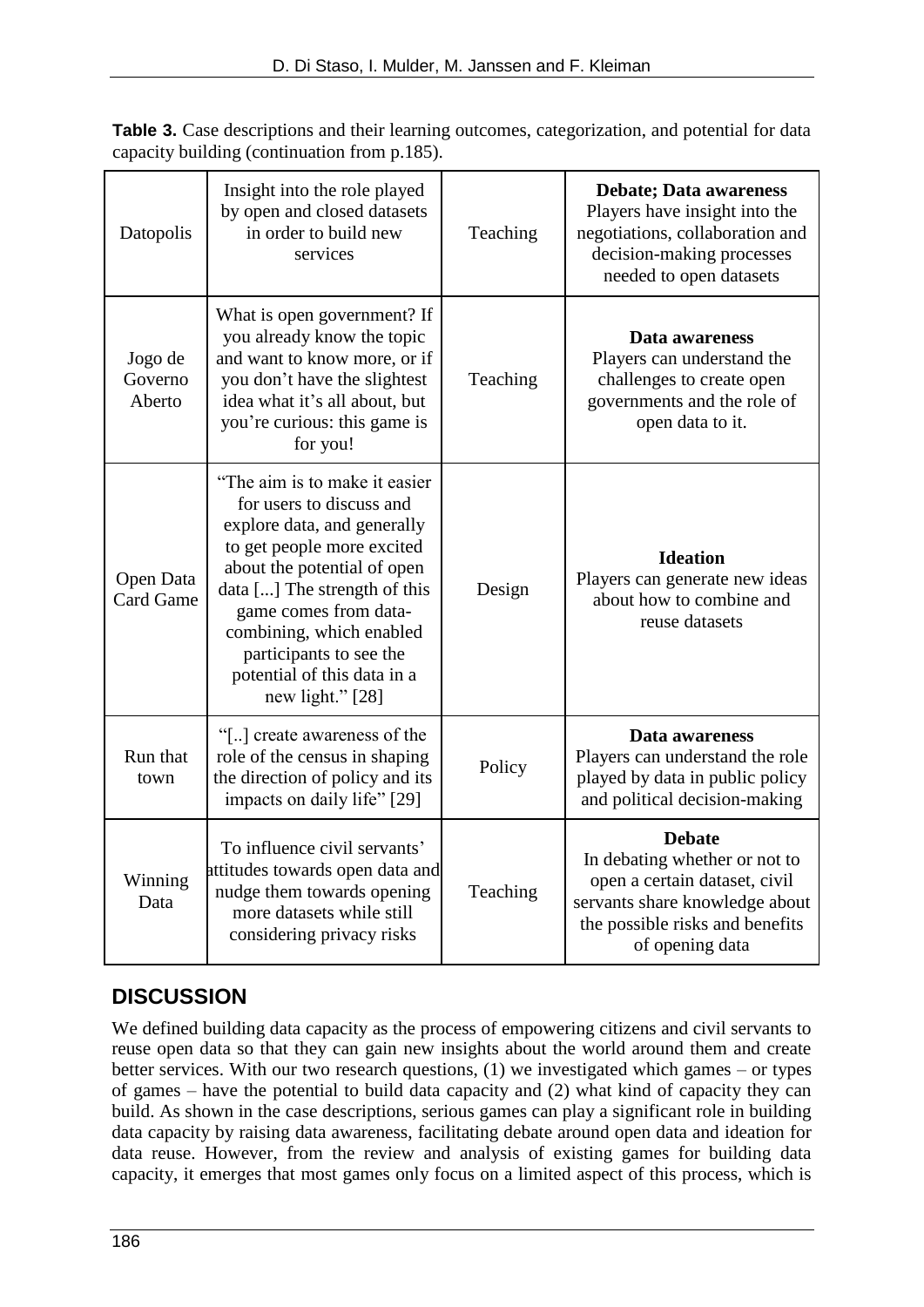**Table 3.** Case descriptions and their learning outcomes, categorization, and potential for data capacity building (continuation from p.185).

| | | | |
|---|---|---|---|
| Datopolis | Insight into the role played by open and closed datasets in order to build new services | Teaching | **Debate; Data awareness** Players have insight into the negotiations, collaboration and decision-making processes needed to open datasets |
| Jogo de Governo Aberto | What is open government? If you already know the topic and want to know more, or if you don't have the slightest idea what it's all about, but you're curious: this game is for you! | Teaching | **Data awareness** Players can understand the challenges to create open governments and the role of open data to it. |
| Open Data Card Game | "The aim is to make it easier for users to discuss and explore data, and generally to get people more excited about the potential of open data [...] The strength of this game comes from data-combining, which enabled participants to see the potential of this data in a new light." [28] | Design | **Ideation** Players can generate new ideas about how to combine and reuse datasets |
| Run that town | "[..] create awareness of the role of the census in shaping the direction of policy and its impacts on daily life" [29] | Policy | **Data awareness** Players can understand the role played by data in public policy and political decision-making |
| Winning Data | To influence civil servants' attitudes towards open data and nudge them towards opening more datasets while still considering privacy risks | Teaching | **Debate** In debating whether or not to open a certain dataset, civil servants share knowledge about the possible risks and benefits of opening data |

## DISCUSSION

We defined building data capacity as the process of empowering citizens and civil servants to reuse open data so that they can gain new insights about the world around them and create better services. With our two research questions, (1) we investigated which games – or types of games – have the potential to build data capacity and (2) what kind of capacity they can build. As shown in the case descriptions, serious games can play a significant role in building data capacity by raising data awareness, facilitating debate around open data and ideation for data reuse. However, from the review and analysis of existing games for building data capacity, it emerges that most games only focus on a limited aspect of this process, which is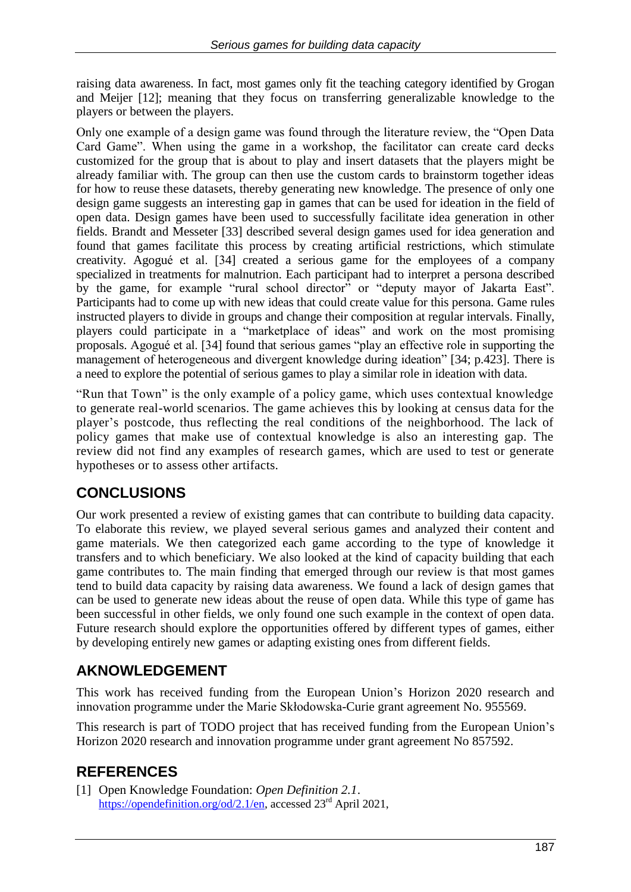raising data awareness. In fact, most games only fit the teaching category identified by Grogan and Meijer [12]; meaning that they focus on transferring generalizable knowledge to the players or between the players.

Only one example of a design game was found through the literature review, the "Open Data Card Game". When using the game in a workshop, the facilitator can create card decks customized for the group that is about to play and insert datasets that the players might be already familiar with. The group can then use the custom cards to brainstorm together ideas for how to reuse these datasets, thereby generating new knowledge. The presence of only one design game suggests an interesting gap in games that can be used for ideation in the field of open data. Design games have been used to successfully facilitate idea generation in other fields. Brandt and Messeter [33] described several design games used for idea generation and found that games facilitate this process by creating artificial restrictions, which stimulate creativity. Agogué et al. [34] created a serious game for the employees of a company specialized in treatments for malnutrion. Each participant had to interpret a persona described by the game, for example "rural school director" or "deputy mayor of Jakarta East". Participants had to come up with new ideas that could create value for this persona. Game rules instructed players to divide in groups and change their composition at regular intervals. Finally, players could participate in a "marketplace of ideas" and work on the most promising proposals. Agogué et al. [34] found that serious games "play an effective role in supporting the management of heterogeneous and divergent knowledge during ideation" [34; p.423]. There is a need to explore the potential of serious games to play a similar role in ideation with data.

"Run that Town" is the only example of a policy game, which uses contextual knowledge to generate real-world scenarios. The game achieves this by looking at census data for the player's postcode, thus reflecting the real conditions of the neighborhood. The lack of policy games that make use of contextual knowledge is also an interesting gap. The review did not find any examples of research games, which are used to test or generate hypotheses or to assess other artifacts.

## CONCLUSIONS

Our work presented a review of existing games that can contribute to building data capacity. To elaborate this review, we played several serious games and analyzed their content and game materials. We then categorized each game according to the type of knowledge it transfers and to which beneficiary. We also looked at the kind of capacity building that each game contributes to. The main finding that emerged through our review is that most games tend to build data capacity by raising data awareness. We found a lack of design games that can be used to generate new ideas about the reuse of open data. While this type of game has been successful in other fields, we only found one such example in the context of open data. Future research should explore the opportunities offered by different types of games, either by developing entirely new games or adapting existing ones from different fields.

## AKNOWLEDGEMENT

This work has received funding from the European Union's Horizon 2020 research and innovation programme under the Marie Skłodowska-Curie grant agreement No. 955569.

This research is part of TODO project that has received funding from the European Union's Horizon 2020 research and innovation programme under grant agreement No 857592.

## REFERENCES

[1] Open Knowledge Foundation: *Open Definition 2.1*. https://opendefinition.org/od/2.1/en, accessed 23rd April 2021,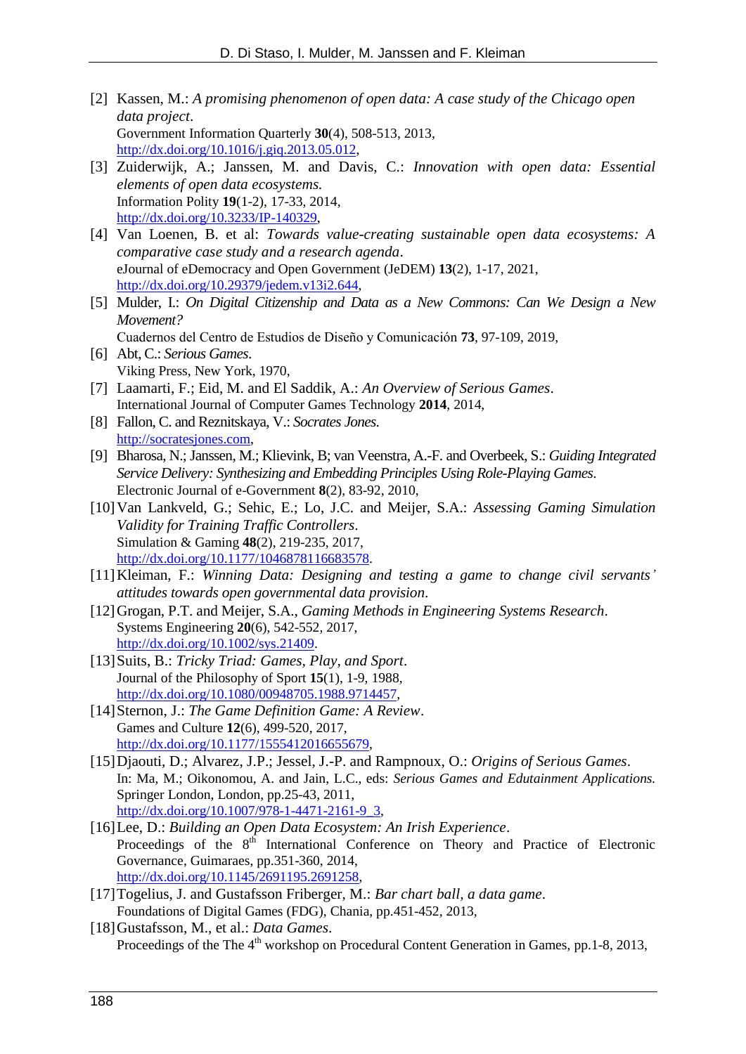[2] Kassen, M.: *A promising phenomenon of open data: A case study of the Chicago open data project*.
Government Information Quarterly **30**(4), 508-513, 2013,
http://dx.doi.org/10.1016/j.giq.2013.05.012,

[3] Zuiderwijk, A.; Janssen, M. and Davis, C.: *Innovation with open data: Essential elements of open data ecosystems.*
Information Polity **19**(1-2), 17-33, 2014,
http://dx.doi.org/10.3233/IP-140329,

[4] Van Loenen, B. et al: *Towards value-creating sustainable open data ecosystems: A comparative case study and a research agenda*.
eJournal of eDemocracy and Open Government (JeDEM) **13**(2), 1-17, 2021,
http://dx.doi.org/10.29379/jedem.v13i2.644,

[5] Mulder, I.: *On Digital Citizenship and Data as a New Commons: Can We Design a New Movement?*
Cuadernos del Centro de Estudios de Diseño y Comunicación **73**, 97-109, 2019,

[6] Abt, C.: *Serious Games.*
Viking Press, New York, 1970,

[7] Laamarti, F.; Eid, M. and El Saddik, A.: *An Overview of Serious Games*.
International Journal of Computer Games Technology **2014**, 2014,

[8] Fallon, C. and Reznitskaya, V.: *Socrates Jones.*
http://socratesjones.com,

[9] Bharosa, N.; Janssen, M.; Klievink, B; van Veenstra, A.-F. and Overbeek, S.: *Guiding Integrated Service Delivery: Synthesizing and Embedding Principles Using Role-Playing Games.*
Electronic Journal of e-Government **8**(2), 83-92, 2010,

[10] Van Lankveld, G.; Sehic, E.; Lo, J.C. and Meijer, S.A.: *Assessing Gaming Simulation Validity for Training Traffic Controllers*.
Simulation & Gaming **48**(2), 219-235, 2017,
http://dx.doi.org/10.1177/1046878116683578.

[11] Kleiman, F.: *Winning Data: Designing and testing a game to change civil servants' attitudes towards open governmental data provision*.

[12] Grogan, P.T. and Meijer, S.A., *Gaming Methods in Engineering Systems Research*.
Systems Engineering **20**(6), 542-552, 2017,
http://dx.doi.org/10.1002/sys.21409.

[13] Suits, B.: *Tricky Triad: Games, Play, and Sport*.
Journal of the Philosophy of Sport **15**(1), 1-9, 1988,
http://dx.doi.org/10.1080/00948705.1988.9714457,

[14] Sternon, J.: *The Game Definition Game: A Review*.
Games and Culture **12**(6), 499-520, 2017,
http://dx.doi.org/10.1177/1555412016655679,

[15] Djaouti, D.; Alvarez, J.P.; Jessel, J.-P. and Rampnoux, O.: *Origins of Serious Games*.
In: Ma, M.; Oikonomou, A. and Jain, L.C., eds: *Serious Games and Edutainment Applications.* Springer London, London, pp.25-43, 2011,
http://dx.doi.org/10.1007/978-1-4471-2161-9_3,

[16] Lee, D.: *Building an Open Data Ecosystem: An Irish Experience*.
Proceedings of the 8th International Conference on Theory and Practice of Electronic Governance, Guimaraes, pp.351-360, 2014,
http://dx.doi.org/10.1145/2691195.2691258,

[17] Togelius, J. and Gustafsson Friberger, M.: *Bar chart ball, a data game*.
Foundations of Digital Games (FDG), Chania, pp.451-452, 2013,

[18] Gustafsson, M., et al.: *Data Games*.
Proceedings of the The 4th workshop on Procedural Content Generation in Games, pp.1-8, 2013,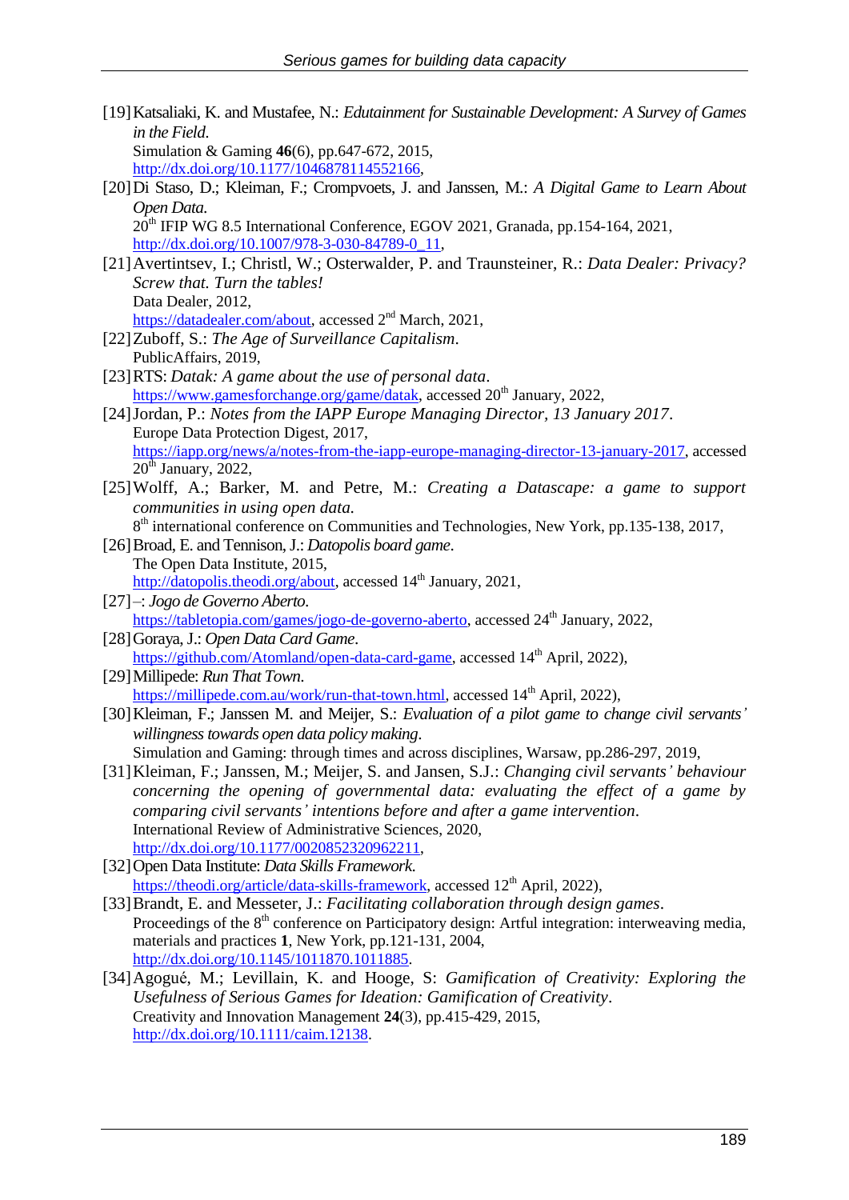[19] Katsaliaki, K. and Mustafee, N.: *Edutainment for Sustainable Development: A Survey of Games in the Field*.
Simulation & Gaming **46**(6), pp.647-672, 2015,
http://dx.doi.org/10.1177/1046878114552166,

[20] Di Staso, D.; Kleiman, F.; Crompvoets, J. and Janssen, M.: *A Digital Game to Learn About Open Data*.
20th IFIP WG 8.5 International Conference, EGOV 2021, Granada, pp.154-164, 2021,
http://dx.doi.org/10.1007/978-3-030-84789-0_11,

[21] Avertintsev, I.; Christl, W.; Osterwalder, P. and Traunsteiner, R.: *Data Dealer: Privacy? Screw that. Turn the tables!*
Data Dealer, 2012,
https://datadealer.com/about, accessed 2nd March, 2021,

[22] Zuboff, S.: *The Age of Surveillance Capitalism*.
PublicAffairs, 2019,

[23] RTS: *Datak: A game about the use of personal data*.
https://www.gamesforchange.org/game/datak, accessed 20th January, 2022,

[24] Jordan, P.: *Notes from the IAPP Europe Managing Director, 13 January 2017*.
Europe Data Protection Digest, 2017,
https://iapp.org/news/a/notes-from-the-iapp-europe-managing-director-13-january-2017, accessed 20th January, 2022,

[25] Wolff, A.; Barker, M. and Petre, M.: *Creating a Datascape: a game to support communities in using open data*.
8th international conference on Communities and Technologies, New York, pp.135-138, 2017,

[26] Broad, E. and Tennison, J.: *Datopolis board game*.
The Open Data Institute, 2015,
http://datopolis.theodi.org/about, accessed 14th January, 2021,

[27] –: *Jogo de Governo Aberto*.
https://tabletopia.com/games/jogo-de-governo-aberto, accessed 24th January, 2022,

[28] Goraya, J.: *Open Data Card Game*.
https://github.com/Atomland/open-data-card-game, accessed 14th April, 2022),

[29] Millipede: *Run That Town*.
https://millipede.com.au/work/run-that-town.html, accessed 14th April, 2022),

[30] Kleiman, F.; Janssen M. and Meijer, S.: *Evaluation of a pilot game to change civil servants' willingness towards open data policy making*.
Simulation and Gaming: through times and across disciplines, Warsaw, pp.286-297, 2019,

[31] Kleiman, F.; Janssen, M.; Meijer, S. and Jansen, S.J.: *Changing civil servants' behaviour concerning the opening of governmental data: evaluating the effect of a game by comparing civil servants' intentions before and after a game intervention*.
International Review of Administrative Sciences, 2020,
http://dx.doi.org/10.1177/0020852320962211,

[32] Open Data Institute: *Data Skills Framework*.
https://theodi.org/article/data-skills-framework, accessed 12th April, 2022),

[33] Brandt, E. and Messeter, J.: *Facilitating collaboration through design games*.
Proceedings of the 8th conference on Participatory design: Artful integration: interweaving media, materials and practices **1**, New York, pp.121-131, 2004,
http://dx.doi.org/10.1145/1011870.1011885.

[34] Agogué, M.; Levillain, K. and Hooge, S: *Gamification of Creativity: Exploring the Usefulness of Serious Games for Ideation: Gamification of Creativity*.
Creativity and Innovation Management **24**(3), pp.415-429, 2015,
http://dx.doi.org/10.1111/caim.12138.